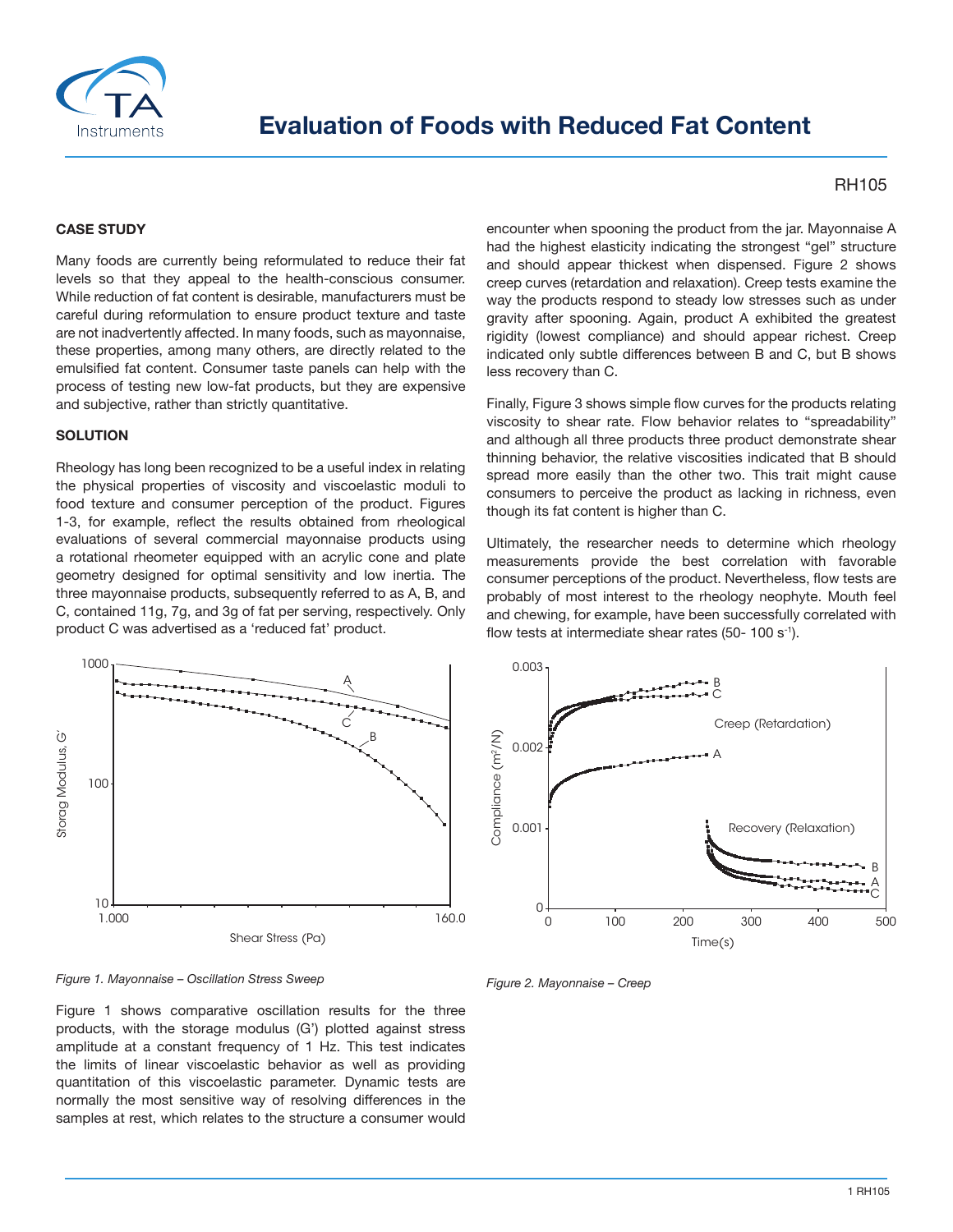# Evaluation of Foods with Reduced Fat Content

RH105

## CASE STUDY

Many foods are currently being reformulated to reduce their fat levels so that they appeal to the health-conscious consumer. While reduction of fat content is desirable, manufacturers must be careful during reformulation to ensure product texture and taste are not inadvertently affected. In many foods, such as mayonnaise, these properties, among many others, are directly related to the emulsified fat content. Consumer taste panels can help with the process of testing new low-fat products, but they are expensive and subjective, rather than strictly quantitative.

## SOLUTION

Rheology has long been recognized to be a useful index in relating the physical properties of viscosity and viscoelastic moduli to food texture and consumer perception of the product. Figures 1-3, for example, reflect the results obtained from rheological evaluations of several commercial mayonnaise products using a rotational rheometer equipped with an acrylic cone and plate geometry designed for optimal sensitivity and low inertia. The three mayonnaise products, subsequently referred to as A, B, and C, contained 11g, 7g, and 3g of fat per serving, respectively. Only product C was advertised as a 'reduced fat' product.

*Figure 1. Mayonnaise – Oscillation Stress Sweep*

Figure 1 shows comparative oscillation results for the three products, with the storage modulus (G') plotted against stress amplitude at a constant frequency of 1 Hz. This test indicates the limits of linear viscoelastic behavior as well as providing quantitation of this viscoelastic parameter. Dynamic tests are normally the most sensitive way of resolving differences in the samples at rest, which relates to the structure a consumer would encounter when spooning the product from the jar. Mayonnaise A had the highest elasticity indicating the strongest "gel" structure and should appear thickest when dispensed. Figure 2 shows creep curves (retardation and relaxation). Creep tests examine the way the products respond to steady low stresses such as under gravity after spooning. Again, product A exhibited the greatest rigidity (lowest compliance) and should appear richest. Creep indicated only subtle differences between B and C, but B shows less recovery than C.

*Figure 2. Mayonnaise – Creep*

Finally, Figure 3 shows simple flow curves for the products relating viscosity to shear rate. Flow behavior relates to "spreadability" and although all three products three product demonstrate shear thinning behavior, the relative viscosities indicated that B should spread more easily than the other two. This trait might cause consumers to perceive the product as lacking in richness, even though its fat content is higher than C.

Ultimately, the researcher needs to determine which rheology measurements provide the best correlation with favorable consumer perceptions of the product. Nevertheless, flow tests are probably of most interest to the rheology neophyte. Mouth feel and chewing, for example, have been successfully correlated with flow tests at intermediate shear rates (50- 100 $s^{-1}$).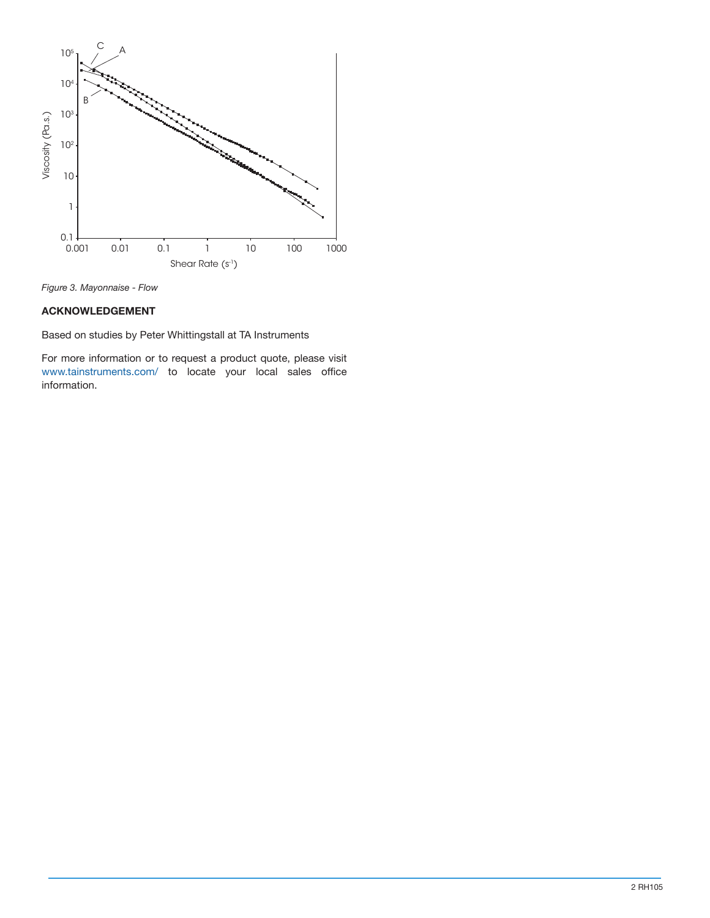C
A
B

$10^5$
$10^4$
$10^3$
$10^2$
10
1
0.1

Viscosity (Pa.s.)

0.001
0.01
0.1
1
10
100
1000

Shear Rate ($s^{-1}$)

*Figure 3. Mayonnaise - Flow*

## ACKNOWLEDGEMENT

Based on studies by Peter Whittingstall at TA Instruments

For more information or to request a product quote, please visit www.tainstruments.com/ to locate your local sales office information.